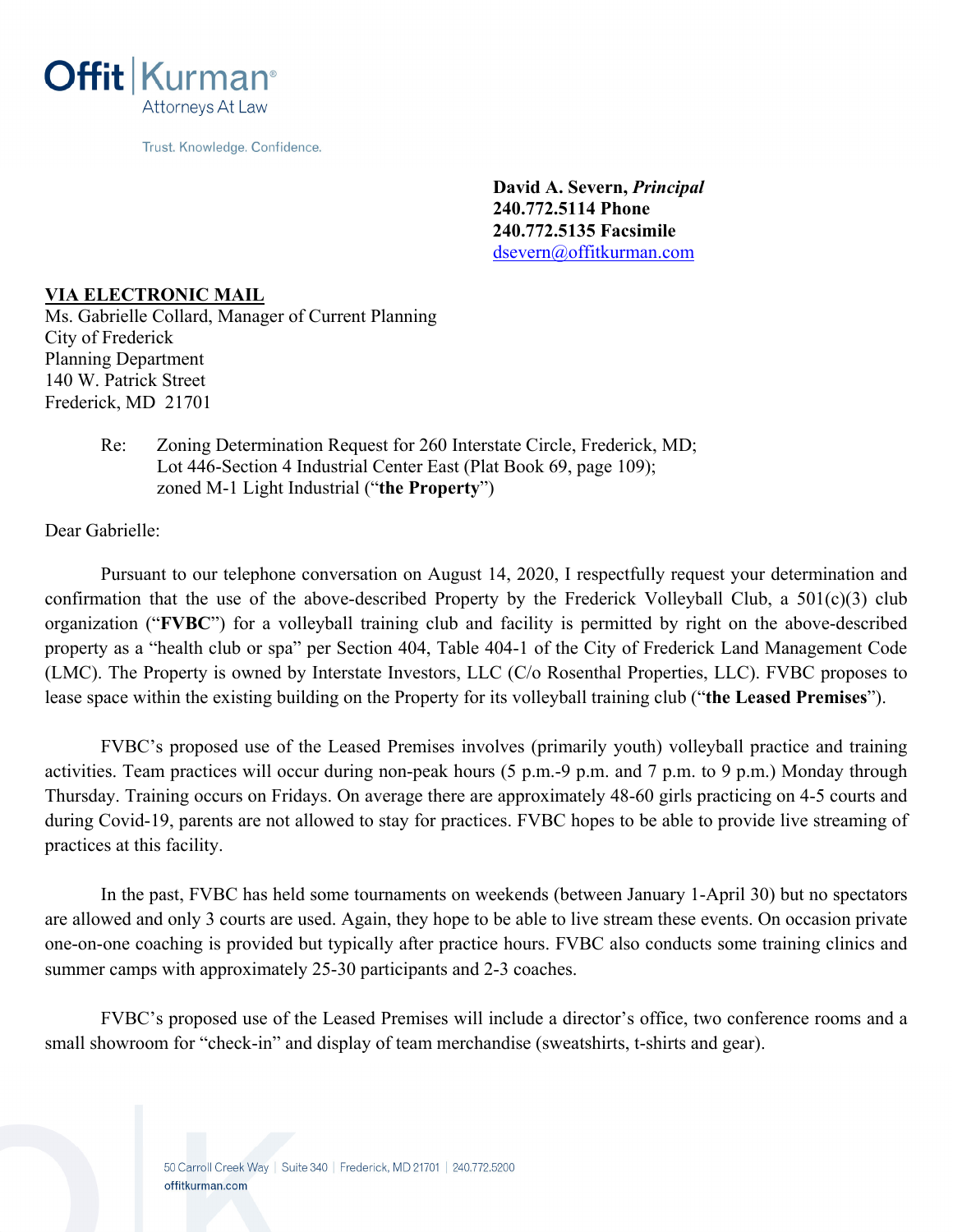**Offit | Kurman®**
Attorneys At Law

Trust. Knowledge. Confidence.

**David A. Severn, *Principal***
**240.772.5114 Phone**
**240.772.5135 Facsimile**
dsevern@offitkurman.com

**VIA ELECTRONIC MAIL**
Ms. Gabrielle Collard, Manager of Current Planning
City of Frederick
Planning Department
140 W. Patrick Street
Frederick, MD 21701

Re: Zoning Determination Request for 260 Interstate Circle, Frederick, MD; Lot 446-Section 4 Industrial Center East (Plat Book 69, page 109); zoned M-1 Light Industrial ("**the Property**")

Dear Gabrielle:

Pursuant to our telephone conversation on August 14, 2020, I respectfully request your determination and confirmation that the use of the above-described Property by the Frederick Volleyball Club, a 501(c)(3) club organization ("**FVBC**") for a volleyball training club and facility is permitted by right on the above-described property as a "health club or spa" per Section 404, Table 404-1 of the City of Frederick Land Management Code (LMC). The Property is owned by Interstate Investors, LLC (C/o Rosenthal Properties, LLC). FVBC proposes to lease space within the existing building on the Property for its volleyball training club ("**the Leased Premises**").

FVBC's proposed use of the Leased Premises involves (primarily youth) volleyball practice and training activities. Team practices will occur during non-peak hours (5 p.m.-9 p.m. and 7 p.m. to 9 p.m.) Monday through Thursday. Training occurs on Fridays. On average there are approximately 48-60 girls practicing on 4-5 courts and during Covid-19, parents are not allowed to stay for practices. FVBC hopes to be able to provide live streaming of practices at this facility.

In the past, FVBC has held some tournaments on weekends (between January 1-April 30) but no spectators are allowed and only 3 courts are used. Again, they hope to be able to live stream these events. On occasion private one-on-one coaching is provided but typically after practice hours. FVBC also conducts some training clinics and summer camps with approximately 25-30 participants and 2-3 coaches.

FVBC's proposed use of the Leased Premises will include a director's office, two conference rooms and a small showroom for "check-in" and display of team merchandise (sweatshirts, t-shirts and gear).

50 Carroll Creek Way | Suite 340 | Frederick, MD 21701 | 240.772.5200
offitkurman.com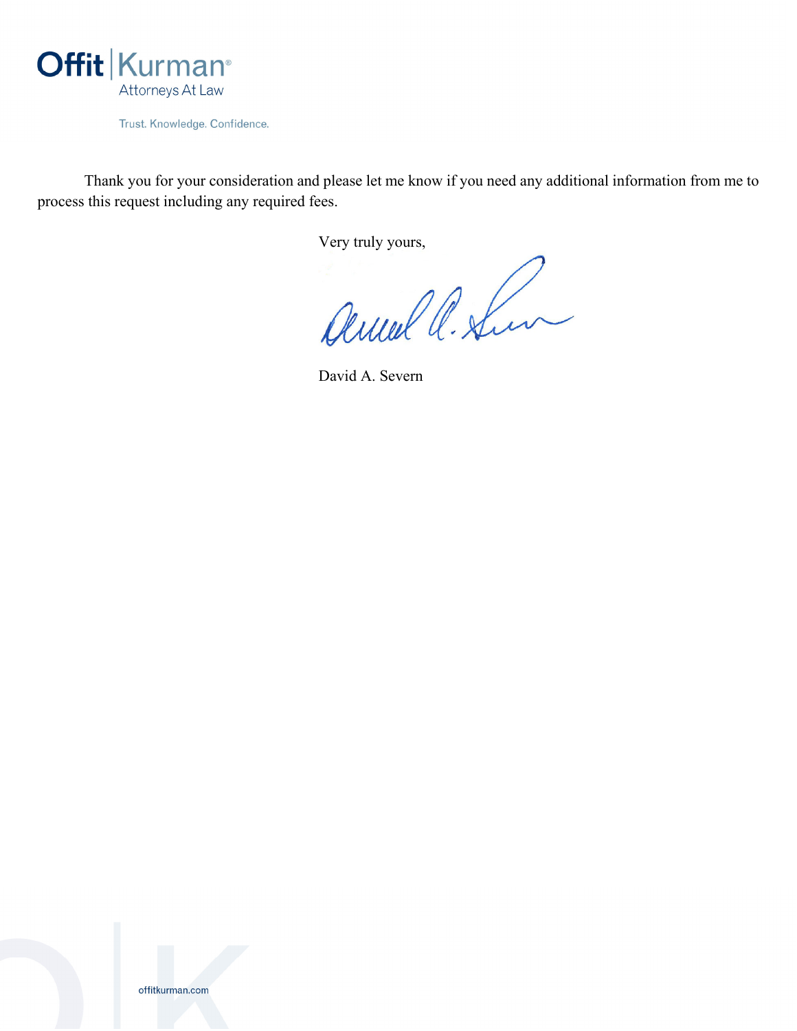Thank you for your consideration and please let me know if you need any additional information from me to process this request including any required fees.

Very truly yours,

David A. Severn